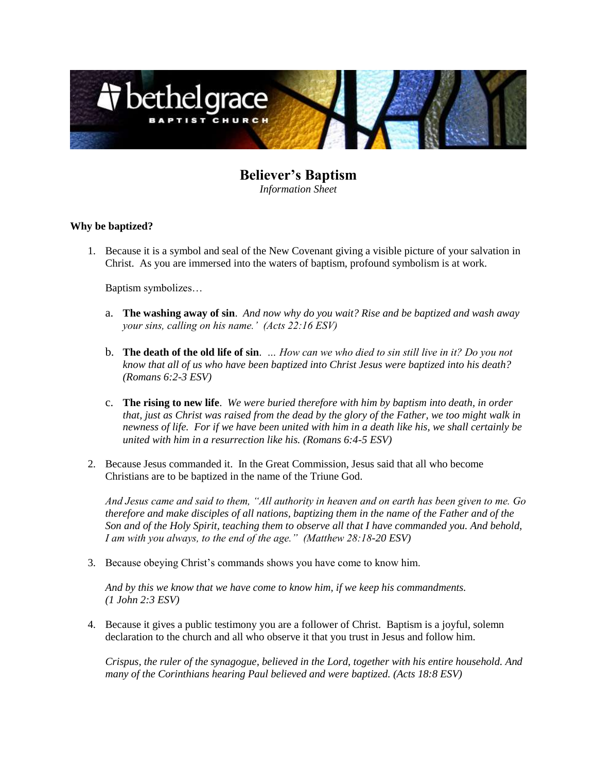bethelgrace
BAPTIST CHURCH

# Believer's Baptism

*Information Sheet*

**Why be baptized?**

1. Because it is a symbol and seal of the New Covenant giving a visible picture of your salvation in Christ. As you are immersed into the waters of baptism, profound symbolism is at work.

   Baptism symbolizes…

   a. **The washing away of sin**. *And now why do you wait? Rise and be baptized and wash away your sins, calling on his name.' (Acts 22:16 ESV)*

   b. **The death of the old life of sin**. *… How can we who died to sin still live in it? Do you not know that all of us who have been baptized into Christ Jesus were baptized into his death? (Romans 6:2-3 ESV)*

   c. **The rising to new life**. *We were buried therefore with him by baptism into death, in order that, just as Christ was raised from the dead by the glory of the Father, we too might walk in newness of life. For if we have been united with him in a death like his, we shall certainly be united with him in a resurrection like his. (Romans 6:4-5 ESV)*

2. Because Jesus commanded it. In the Great Commission, Jesus said that all who become Christians are to be baptized in the name of the Triune God.

   *And Jesus came and said to them, "All authority in heaven and on earth has been given to me. Go therefore and make disciples of all nations, baptizing them in the name of the Father and of the Son and of the Holy Spirit, teaching them to observe all that I have commanded you. And behold, I am with you always, to the end of the age." (Matthew 28:18-20 ESV)*

3. Because obeying Christ's commands shows you have come to know him.

   *And by this we know that we have come to know him, if we keep his commandments. (1 John 2:3 ESV)*

4. Because it gives a public testimony you are a follower of Christ. Baptism is a joyful, solemn declaration to the church and all who observe it that you trust in Jesus and follow him.

   *Crispus, the ruler of the synagogue, believed in the Lord, together with his entire household. And many of the Corinthians hearing Paul believed and were baptized. (Acts 18:8 ESV)*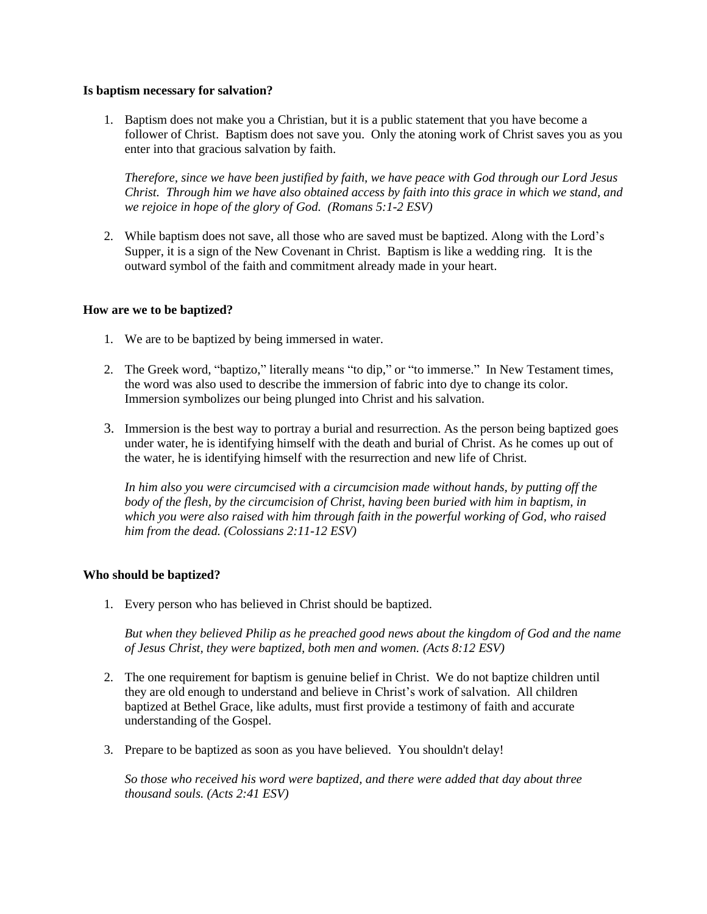**Is baptism necessary for salvation?**

1. Baptism does not make you a Christian, but it is a public statement that you have become a follower of Christ. Baptism does not save you. Only the atoning work of Christ saves you as you enter into that gracious salvation by faith.

   *Therefore, since we have been justified by faith, we have peace with God through our Lord Jesus Christ. Through him we have also obtained access by faith into this grace in which we stand, and we rejoice in hope of the glory of God. (Romans 5:1-2 ESV)*

2. While baptism does not save, all those who are saved must be baptized. Along with the Lord's Supper, it is a sign of the New Covenant in Christ. Baptism is like a wedding ring. It is the outward symbol of the faith and commitment already made in your heart.

**How are we to be baptized?**

1. We are to be baptized by being immersed in water.

2. The Greek word, "baptizo," literally means "to dip," or "to immerse." In New Testament times, the word was also used to describe the immersion of fabric into dye to change its color. Immersion symbolizes our being plunged into Christ and his salvation.

3. Immersion is the best way to portray a burial and resurrection. As the person being baptized goes under water, he is identifying himself with the death and burial of Christ. As he comes up out of the water, he is identifying himself with the resurrection and new life of Christ.

   *In him also you were circumcised with a circumcision made without hands, by putting off the body of the flesh, by the circumcision of Christ, having been buried with him in baptism, in which you were also raised with him through faith in the powerful working of God, who raised him from the dead. (Colossians 2:11-12 ESV)*

**Who should be baptized?**

1. Every person who has believed in Christ should be baptized.

   *But when they believed Philip as he preached good news about the kingdom of God and the name of Jesus Christ, they were baptized, both men and women. (Acts 8:12 ESV)*

2. The one requirement for baptism is genuine belief in Christ. We do not baptize children until they are old enough to understand and believe in Christ's work of salvation. All children baptized at Bethel Grace, like adults, must first provide a testimony of faith and accurate understanding of the Gospel.

3. Prepare to be baptized as soon as you have believed. You shouldn't delay!

   *So those who received his word were baptized, and there were added that day about three thousand souls. (Acts 2:41 ESV)*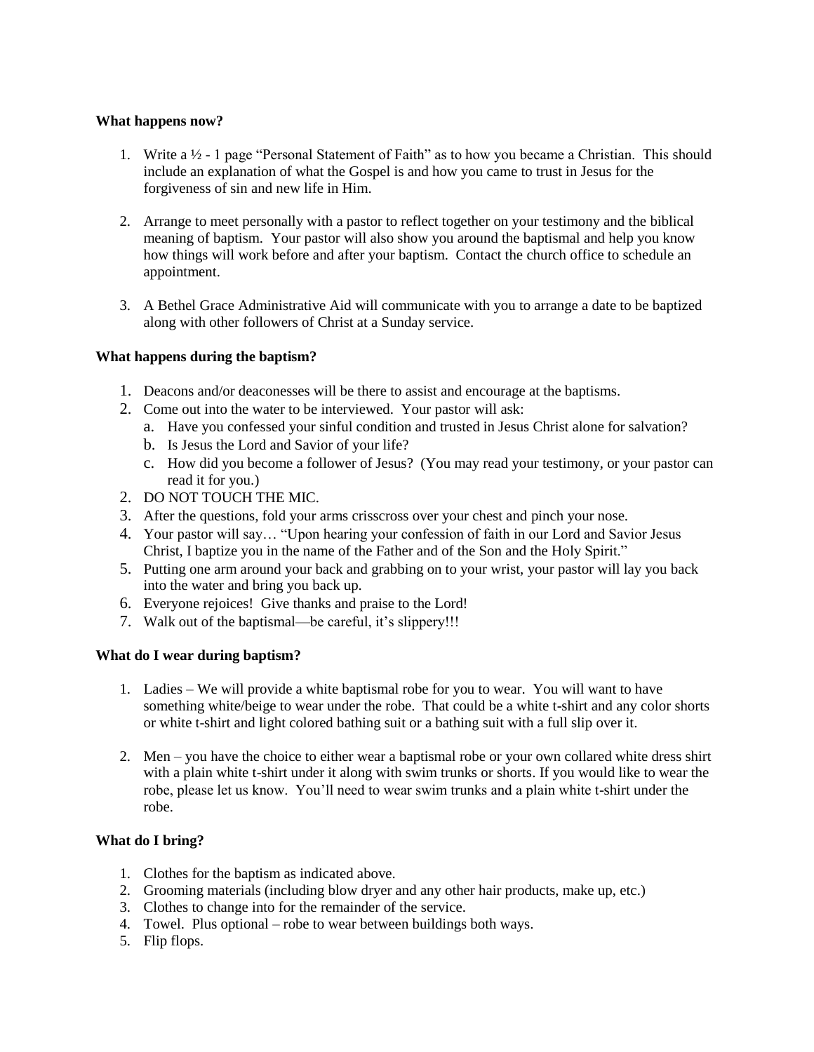**What happens now?**

1. Write a ½ - 1 page "Personal Statement of Faith" as to how you became a Christian. This should include an explanation of what the Gospel is and how you came to trust in Jesus for the forgiveness of sin and new life in Him.

2. Arrange to meet personally with a pastor to reflect together on your testimony and the biblical meaning of baptism. Your pastor will also show you around the baptismal and help you know how things will work before and after your baptism. Contact the church office to schedule an appointment.

3. A Bethel Grace Administrative Aid will communicate with you to arrange a date to be baptized along with other followers of Christ at a Sunday service.

**What happens during the baptism?**

1. Deacons and/or deaconesses will be there to assist and encourage at the baptisms.
2. Come out into the water to be interviewed. Your pastor will ask:
   a. Have you confessed your sinful condition and trusted in Jesus Christ alone for salvation?
   b. Is Jesus the Lord and Savior of your life?
   c. How did you become a follower of Jesus? (You may read your testimony, or your pastor can read it for you.)
2. DO NOT TOUCH THE MIC.
3. After the questions, fold your arms crisscross over your chest and pinch your nose.
4. Your pastor will say… "Upon hearing your confession of faith in our Lord and Savior Jesus Christ, I baptize you in the name of the Father and of the Son and the Holy Spirit."
5. Putting one arm around your back and grabbing on to your wrist, your pastor will lay you back into the water and bring you back up.
6. Everyone rejoices! Give thanks and praise to the Lord!
7. Walk out of the baptismal—be careful, it's slippery!!!

**What do I wear during baptism?**

1. Ladies – We will provide a white baptismal robe for you to wear. You will want to have something white/beige to wear under the robe. That could be a white t-shirt and any color shorts or white t-shirt and light colored bathing suit or a bathing suit with a full slip over it.

2. Men – you have the choice to either wear a baptismal robe or your own collared white dress shirt with a plain white t-shirt under it along with swim trunks or shorts. If you would like to wear the robe, please let us know. You'll need to wear swim trunks and a plain white t-shirt under the robe.

**What do I bring?**

1. Clothes for the baptism as indicated above.
2. Grooming materials (including blow dryer and any other hair products, make up, etc.)
3. Clothes to change into for the remainder of the service.
4. Towel. Plus optional – robe to wear between buildings both ways.
5. Flip flops.